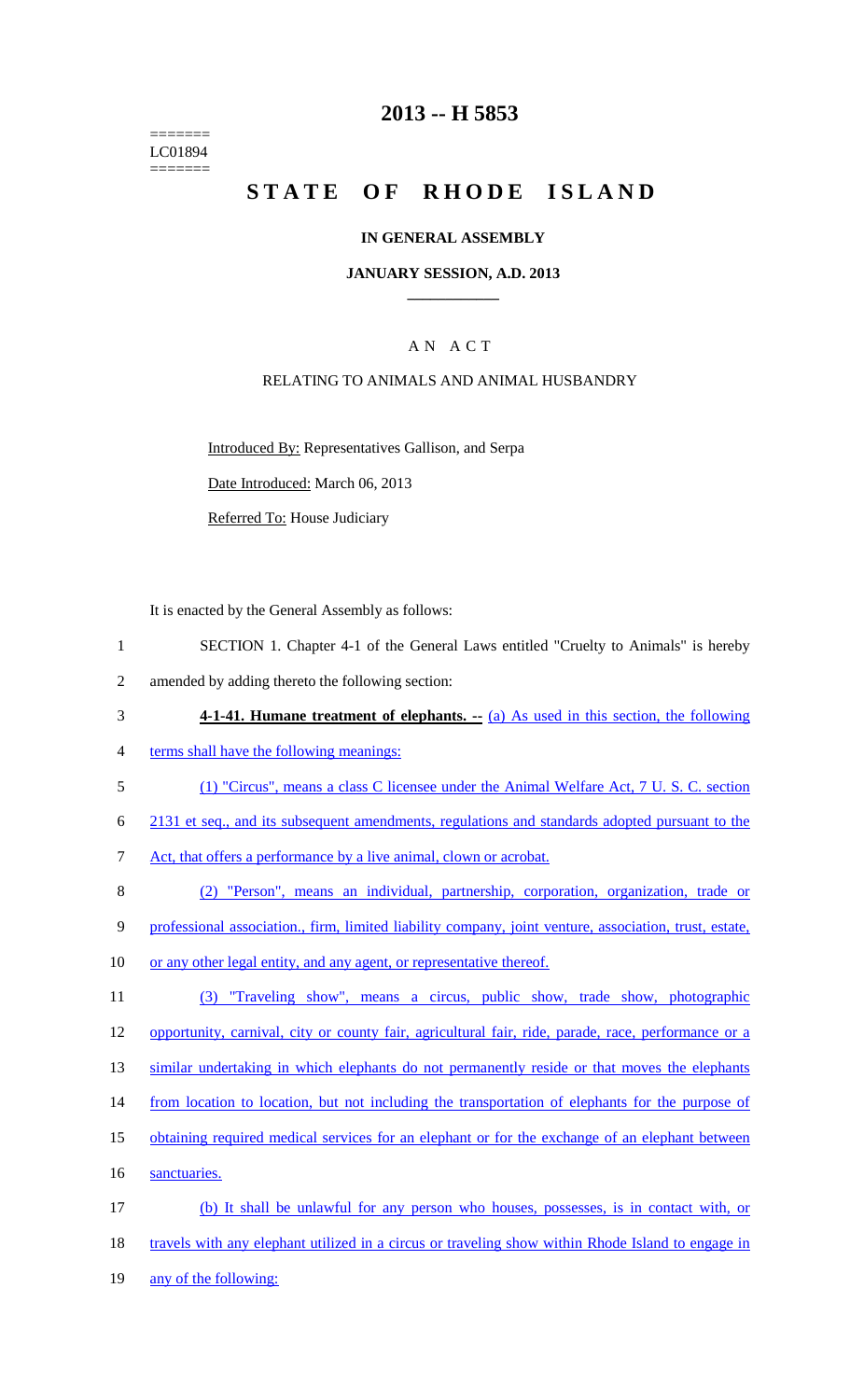=======
LC01894
=======

# 2013 -- H 5853

# STATE OF RHODE ISLAND

### IN GENERAL ASSEMBLY

### JANUARY SESSION, A.D. 2013

## AN ACT

### RELATING TO ANIMALS AND ANIMAL HUSBANDRY

Introduced By: Representatives Gallison, and Serpa

Date Introduced: March 06, 2013

Referred To: House Judiciary

It is enacted by the General Assembly as follows:

1 SECTION 1. Chapter 4-1 of the General Laws entitled "Cruelty to Animals" is hereby
2 amended by adding thereto the following section:
3 **4-1-41. Humane treatment of elephants. --** (a) As used in this section, the following
4 terms shall have the following meanings:
5 (1) "Circus", means a class C licensee under the Animal Welfare Act, 7 U. S. C. section
6 2131 et seq., and its subsequent amendments, regulations and standards adopted pursuant to the
7 Act, that offers a performance by a live animal, clown or acrobat.
8 (2) "Person", means an individual, partnership, corporation, organization, trade or
9 professional association., firm, limited liability company, joint venture, association, trust, estate,
10 or any other legal entity, and any agent, or representative thereof.
11 (3) "Traveling show", means a circus, public show, trade show, photographic
12 opportunity, carnival, city or county fair, agricultural fair, ride, parade, race, performance or a
13 similar undertaking in which elephants do not permanently reside or that moves the elephants
14 from location to location, but not including the transportation of elephants for the purpose of
15 obtaining required medical services for an elephant or for the exchange of an elephant between
16 sanctuaries.
17 (b) It shall be unlawful for any person who houses, possesses, is in contact with, or
18 travels with any elephant utilized in a circus or traveling show within Rhode Island to engage in
19 any of the following: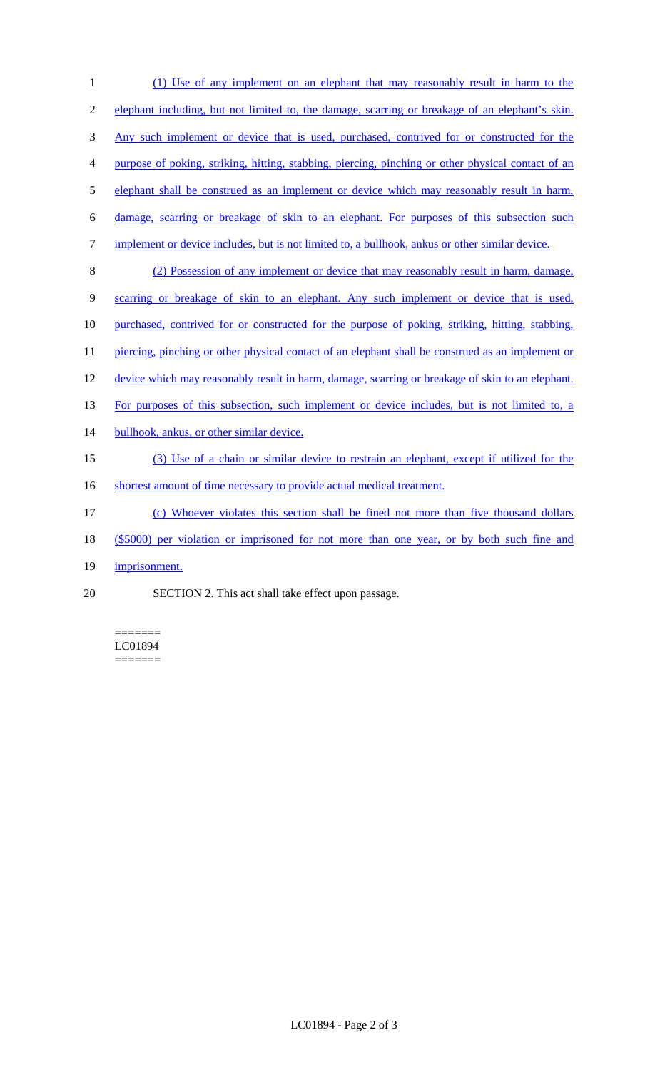(1) Use of any implement on an elephant that may reasonably result in harm to the elephant including, but not limited to, the damage, scarring or breakage of an elephant's skin. Any such implement or device that is used, purchased, contrived for or constructed for the purpose of poking, striking, hitting, stabbing, piercing, pinching or other physical contact of an elephant shall be construed as an implement or device which may reasonably result in harm, damage, scarring or breakage of skin to an elephant. For purposes of this subsection such implement or device includes, but is not limited to, a bullhook, ankus or other similar device.

(2) Possession of any implement or device that may reasonably result in harm, damage, scarring or breakage of skin to an elephant. Any such implement or device that is used, purchased, contrived for or constructed for the purpose of poking, striking, hitting, stabbing, piercing, pinching or other physical contact of an elephant shall be construed as an implement or device which may reasonably result in harm, damage, scarring or breakage of skin to an elephant. For purposes of this subsection, such implement or device includes, but is not limited to, a bullhook, ankus, or other similar device.

(3) Use of a chain or similar device to restrain an elephant, except if utilized for the shortest amount of time necessary to provide actual medical treatment.

(c) Whoever violates this section shall be fined not more than five thousand dollars ($5000) per violation or imprisoned for not more than one year, or by both such fine and imprisonment.

SECTION 2. This act shall take effect upon passage.

=======
LC01894
=======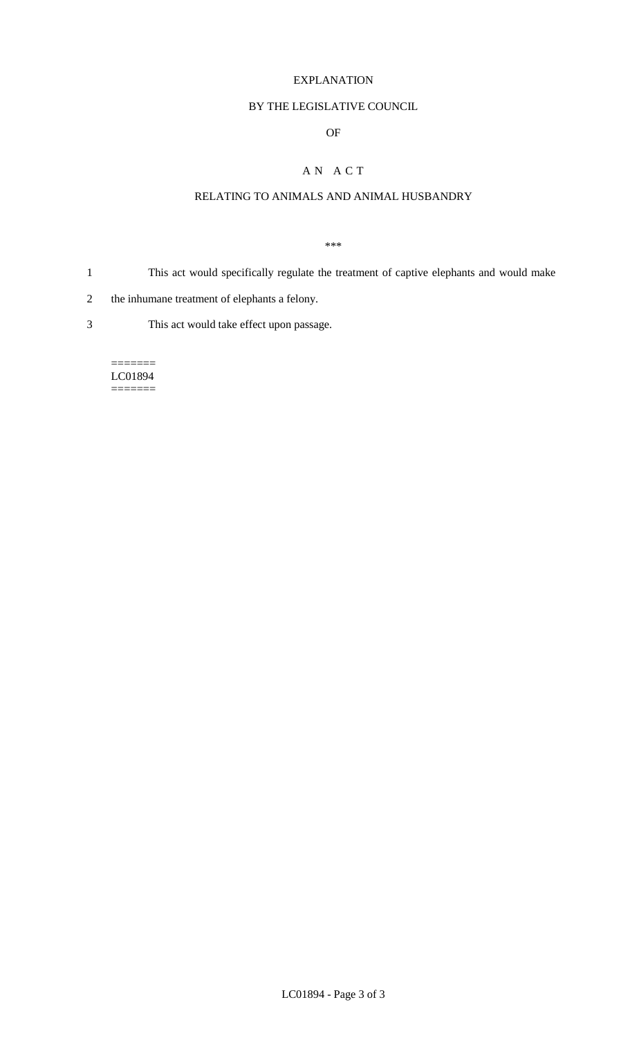EXPLANATION

BY THE LEGISLATIVE COUNCIL

OF

A N   A C T

RELATING TO ANIMALS AND ANIMAL HUSBANDRY

\*\*\*

1 This act would specifically regulate the treatment of captive elephants and would make
2 the inhumane treatment of elephants a felony.
3 This act would take effect upon passage.

=======
LC01894
=======